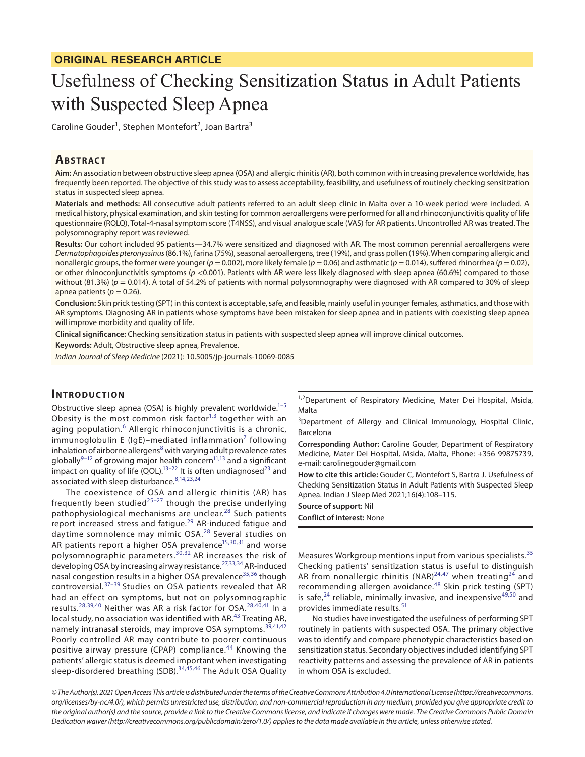ORIGINAL RESEARCH ARTICLE

# Usefulness of Checking Sensitization Status in Adult Patients with Suspected Sleep Apnea

Caroline Gouder[1], Stephen Montefort[2], Joan Bartra[3]

## Abstract

**Aim:** An association between obstructive sleep apnea (OSA) and allergic rhinitis (AR), both common with increasing prevalence worldwide, has frequently been reported. The objective of this study was to assess acceptability, feasibility, and usefulness of routinely checking sensitization status in suspected sleep apnea.

**Materials and methods:** All consecutive adult patients referred to an adult sleep clinic in Malta over a 10-week period were included. A medical history, physical examination, and skin testing for common aeroallergens were performed for all and rhinoconjunctivitis quality of life questionnaire (RQLQ), Total-4-nasal symptom score (T4NSS), and visual analogue scale (VAS) for AR patients. Uncontrolled AR was treated. The polysomnography report was reviewed.

**Results:** Our cohort included 95 patients—34.7% were sensitized and diagnosed with AR. The most common perennial aeroallergens were *Dermatophagoides pteronyssinus* (86.1%), farina (75%), seasonal aeroallergens, tree (19%), and grass pollen (19%). When comparing allergic and nonallergic groups, the former were younger ($p = 0.002$), more likely female ($p = 0.06$) and asthmatic ($p = 0.014$), suffered rhinorrhea ($p = 0.02$), or other rhinoconjunctivitis symptoms ($p < 0.001$). Patients with AR were less likely diagnosed with sleep apnea (60.6%) compared to those without (81.3%) ($p = 0.014$). A total of 54.2% of patients with normal polysomnography were diagnosed with AR compared to 30% of sleep apnea patients ($p = 0.26$).

**Conclusion:** Skin prick testing (SPT) in this context is acceptable, safe, and feasible, mainly useful in younger females, asthmatics, and those with AR symptoms. Diagnosing AR in patients whose symptoms have been mistaken for sleep apnea and in patients with coexisting sleep apnea will improve morbidity and quality of life.

**Clinical significance:** Checking sensitization status in patients with suspected sleep apnea will improve clinical outcomes.

**Keywords:** Adult, Obstructive sleep apnea, Prevalence.

*Indian Journal of Sleep Medicine* (2021): 10.5005/jp-journals-10069-0085

## Introduction

Obstructive sleep apnea (OSA) is highly prevalent worldwide.[1–5] Obesity is the most common risk factor[1,3] together with an aging population.[6] Allergic rhinoconjunctivitis is a chronic, immunoglobulin E (IgE)–mediated inflammation[7] following inhalation of airborne allergens[8] with varying adult prevalence rates globally[9–12] of growing major health concern[11,13] and a significant impact on quality of life (QOL).[13–22] It is often undiagnosed[23] and associated with sleep disturbance.[8,14,23,24]

The coexistence of OSA and allergic rhinitis (AR) has frequently been studied[25–27] though the precise underlying pathophysiological mechanisms are unclear.[28] Such patients report increased stress and fatigue.[29] AR-induced fatigue and daytime somnolence may mimic OSA.[28] Several studies on AR patients report a higher OSA prevalence[15,30,31] and worse polysomnographic parameters.[30,32] AR increases the risk of developing OSA by increasing airway resistance.[27,33,34] AR-induced nasal congestion results in a higher OSA prevalence[35,36] though controversial.[37–39] Studies on OSA patients revealed that AR had an effect on symptoms, but not on polysomnographic results.[28,39,40] Neither was AR a risk factor for OSA.[28,40,41] In a local study, no association was identified with AR.[43] Treating AR, namely intranasal steroids, may improve OSA symptoms.[39,41,42] Poorly controlled AR may contribute to poorer continuous positive airway pressure (CPAP) compliance.[44] Knowing the patients' allergic status is deemed important when investigating sleep-disordered breathing (SDB).[34,45,46] The Adult OSA Quality Measures Workgroup mentions input from various specialists.[35] Checking patients' sensitization status is useful to distinguish AR from nonallergic rhinitis (NAR)[24,47] when treating[24] and recommending allergen avoidance.[48] Skin prick testing (SPT) is safe,[24] reliable, minimally invasive, and inexpensive[49,50] and provides immediate results.[51]

No studies have investigated the usefulness of performing SPT routinely in patients with suspected OSA. The primary objective was to identify and compare phenotypic characteristics based on sensitization status. Secondary objectives included identifying SPT reactivity patterns and assessing the prevalence of AR in patients in whom OSA is excluded.

[1,2]Department of Respiratory Medicine, Mater Dei Hospital, Msida, Malta

[3]Department of Allergy and Clinical Immunology, Hospital Clinic, Barcelona

**Corresponding Author:** Caroline Gouder, Department of Respiratory Medicine, Mater Dei Hospital, Msida, Malta, Phone: +356 99875739, e-mail: carolinegouder@gmail.com

**How to cite this article:** Gouder C, Montefort S, Bartra J. Usefulness of Checking Sensitization Status in Adult Patients with Suspected Sleep Apnea. Indian J Sleep Med 2021;16(4):108–115.

**Source of support:** Nil

**Conflict of interest:** None

*© The Author(s). 2021 Open Access This article is distributed under the terms of the Creative Commons Attribution 4.0 International License (https://creativecommons.org/licenses/by-nc/4.0/), which permits unrestricted use, distribution, and non-commercial reproduction in any medium, provided you give appropriate credit to the original author(s) and the source, provide a link to the Creative Commons license, and indicate if changes were made. The Creative Commons Public Domain Dedication waiver (http://creativecommons.org/publicdomain/zero/1.0/) applies to the data made available in this article, unless otherwise stated.*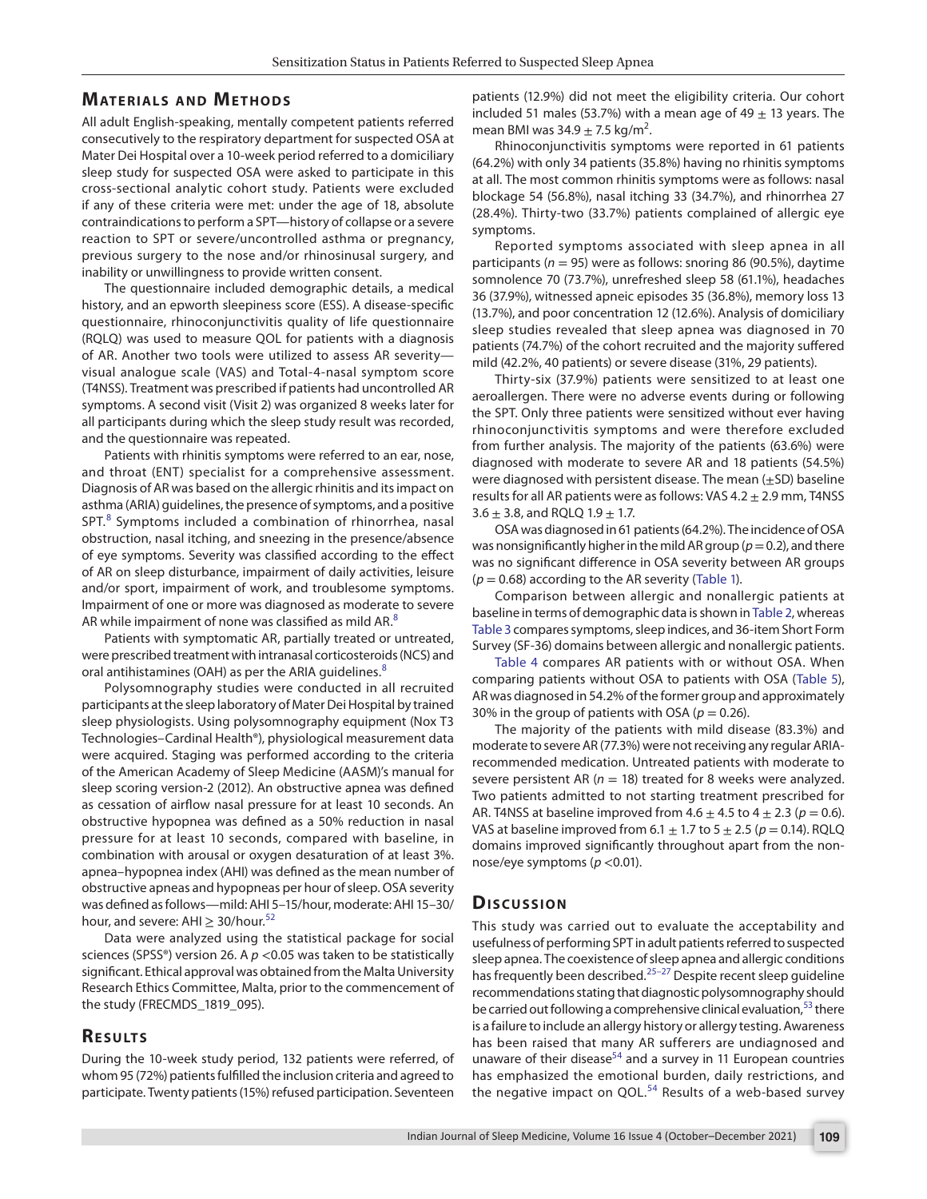## Materials and Methods

All adult English-speaking, mentally competent patients referred consecutively to the respiratory department for suspected OSA at Mater Dei Hospital over a 10-week period referred to a domiciliary sleep study for suspected OSA were asked to participate in this cross-sectional analytic cohort study. Patients were excluded if any of these criteria were met: under the age of 18, absolute contraindications to perform a SPT—history of collapse or a severe reaction to SPT or severe/uncontrolled asthma or pregnancy, previous surgery to the nose and/or rhinosinusal surgery, and inability or unwillingness to provide written consent.

The questionnaire included demographic details, a medical history, and an epworth sleepiness score (ESS). A disease-specific questionnaire, rhinoconjunctivitis quality of life questionnaire (RQLQ) was used to measure QOL for patients with a diagnosis of AR. Another two tools were utilized to assess AR severity—visual analogue scale (VAS) and Total-4-nasal symptom score (T4NSS). Treatment was prescribed if patients had uncontrolled AR symptoms. A second visit (Visit 2) was organized 8 weeks later for all participants during which the sleep study result was recorded, and the questionnaire was repeated.

Patients with rhinitis symptoms were referred to an ear, nose, and throat (ENT) specialist for a comprehensive assessment. Diagnosis of AR was based on the allergic rhinitis and its impact on asthma (ARIA) guidelines, the presence of symptoms, and a positive SPT.[8] Symptoms included a combination of rhinorrhea, nasal obstruction, nasal itching, and sneezing in the presence/absence of eye symptoms. Severity was classified according to the effect of AR on sleep disturbance, impairment of daily activities, leisure and/or sport, impairment of work, and troublesome symptoms. Impairment of one or more was diagnosed as moderate to severe AR while impairment of none was classified as mild AR.[8]

Patients with symptomatic AR, partially treated or untreated, were prescribed treatment with intranasal corticosteroids (NCS) and oral antihistamines (OAH) as per the ARIA guidelines.[8]

Polysomnography studies were conducted in all recruited participants at the sleep laboratory of Mater Dei Hospital by trained sleep physiologists. Using polysomnography equipment (Nox T3 Technologies–Cardinal Health®), physiological measurement data were acquired. Staging was performed according to the criteria of the American Academy of Sleep Medicine (AASM)'s manual for sleep scoring version-2 (2012). An obstructive apnea was defined as cessation of airflow nasal pressure for at least 10 seconds. An obstructive hypopnea was defined as a 50% reduction in nasal pressure for at least 10 seconds, compared with baseline, in combination with arousal or oxygen desaturation of at least 3%. apnea–hypopnea index (AHI) was defined as the mean number of obstructive apneas and hypopneas per hour of sleep. OSA severity was defined as follows—mild: AHI 5–15/hour, moderate: AHI 15–30/hour, and severe: AHI $\geq$ 30/hour.[52]

Data were analyzed using the statistical package for social sciences (SPSS®) version 26. A $p < 0.05$ was taken to be statistically significant. Ethical approval was obtained from the Malta University Research Ethics Committee, Malta, prior to the commencement of the study (FRECMDS_1819_095).

## Results

During the 10-week study period, 132 patients were referred, of whom 95 (72%) patients fulfilled the inclusion criteria and agreed to participate. Twenty patients (15%) refused participation. Seventeen patients (12.9%) did not meet the eligibility criteria. Our cohort included 51 males (53.7%) with a mean age of 49 $\pm$ 13 years. The mean BMI was 34.9 $\pm$ 7.5 kg/m$^2$.

Rhinoconjunctivitis symptoms were reported in 61 patients (64.2%) with only 34 patients (35.8%) having no rhinitis symptoms at all. The most common rhinitis symptoms were as follows: nasal blockage 54 (56.8%), nasal itching 33 (34.7%), and rhinorrhea 27 (28.4%). Thirty-two (33.7%) patients complained of allergic eye symptoms.

Reported symptoms associated with sleep apnea in all participants ($n = 95$) were as follows: snoring 86 (90.5%), daytime somnolence 70 (73.7%), unrefreshed sleep 58 (61.1%), headaches 36 (37.9%), witnessed apneic episodes 35 (36.8%), memory loss 13 (13.7%), and poor concentration 12 (12.6%). Analysis of domiciliary sleep studies revealed that sleep apnea was diagnosed in 70 patients (74.7%) of the cohort recruited and the majority suffered mild (42.2%, 40 patients) or severe disease (31%, 29 patients).

Thirty-six (37.9%) patients were sensitized to at least one aeroallergen. There were no adverse events during or following the SPT. Only three patients were sensitized without ever having rhinoconjunctivitis symptoms and were therefore excluded from further analysis. The majority of the patients (63.6%) were diagnosed with moderate to severe AR and 18 patients (54.5%) were diagnosed with persistent disease. The mean ($\pm$SD) baseline results for all AR patients were as follows: VAS 4.2 $\pm$ 2.9 mm, T4NSS 3.6 $\pm$ 3.8, and RQLQ 1.9 $\pm$ 1.7.

OSA was diagnosed in 61 patients (64.2%). The incidence of OSA was nonsignificantly higher in the mild AR group ($p = 0.2$), and there was no significant difference in OSA severity between AR groups ($p = 0.68$) according to the AR severity (Table 1).

Comparison between allergic and nonallergic patients at baseline in terms of demographic data is shown in Table 2, whereas Table 3 compares symptoms, sleep indices, and 36-item Short Form Survey (SF-36) domains between allergic and nonallergic patients.

Table 4 compares AR patients with or without OSA. When comparing patients without OSA to patients with OSA (Table 5), AR was diagnosed in 54.2% of the former group and approximately 30% in the group of patients with OSA ($p = 0.26$).

The majority of the patients with mild disease (83.3%) and moderate to severe AR (77.3%) were not receiving any regular ARIA-recommended medication. Untreated patients with moderate to severe persistent AR ($n = 18$) treated for 8 weeks were analyzed. Two patients admitted to not starting treatment prescribed for AR. T4NSS at baseline improved from 4.6 $\pm$ 4.5 to 4 $\pm$ 2.3 ($p = 0.6$). VAS at baseline improved from 6.1 $\pm$ 1.7 to 5 $\pm$ 2.5 ($p = 0.14$). RQLQ domains improved significantly throughout apart from the non-nose/eye symptoms ($p < 0.01$).

## Discussion

This study was carried out to evaluate the acceptability and usefulness of performing SPT in adult patients referred to suspected sleep apnea. The coexistence of sleep apnea and allergic conditions has frequently been described.[25–27] Despite recent sleep guideline recommendations stating that diagnostic polysomnography should be carried out following a comprehensive clinical evaluation,[53] there is a failure to include an allergy history or allergy testing. Awareness has been raised that many AR sufferers are undiagnosed and unaware of their disease[54] and a survey in 11 European countries has emphasized the emotional burden, daily restrictions, and the negative impact on QOL.[54] Results of a web-based survey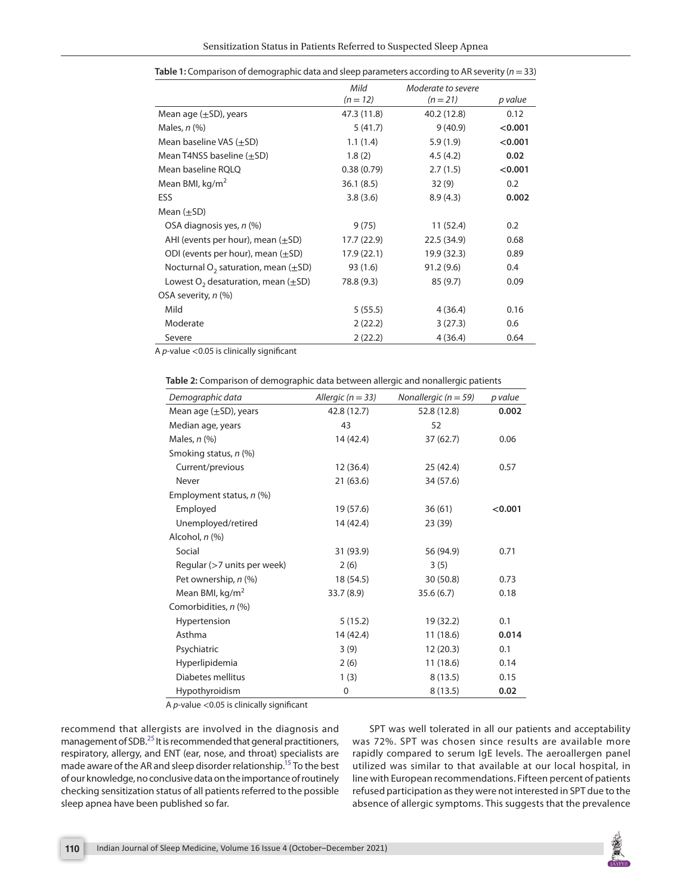**Table 1:** Comparison of demographic data and sleep parameters according to AR severity ($n = 33$)

| | *Mild (n = 12)* | *Moderate to severe (n = 21)* | *p value* |
|---|---|---|---|
| Mean age (±SD), years | 47.3 (11.8) | 40.2 (12.8) | 0.12 |
| Males, *n* (%) | 5 (41.7) | 9 (40.9) | **<0.001** |
| Mean baseline VAS (±SD) | 1.1 (1.4) | 5.9 (1.9) | **<0.001** |
| Mean T4NSS baseline (±SD) | 1.8 (2) | 4.5 (4.2) | **0.02** |
| Mean baseline RQLQ | 0.38 (0.79) | 2.7 (1.5) | **<0.001** |
| Mean BMI, kg/m$^2$ | 36.1 (8.5) | 32 (9) | 0.2 |
| ESS | 3.8 (3.6) | 8.9 (4.3) | **0.002** |
| Mean (±SD) | | | |
| OSA diagnosis yes, *n* (%) | 9 (75) | 11 (52.4) | 0.2 |
| AHI (events per hour), mean (±SD) | 17.7 (22.9) | 22.5 (34.9) | 0.68 |
| ODI (events per hour), mean (±SD) | 17.9 (22.1) | 19.9 (32.3) | 0.89 |
| Nocturnal $O_2$ saturation, mean (±SD) | 93 (1.6) | 91.2 (9.6) | 0.4 |
| Lowest $O_2$ desaturation, mean (±SD) | 78.8 (9.3) | 85 (9.7) | 0.09 |
| OSA severity, *n* (%) | | | |
| Mild | 5 (55.5) | 4 (36.4) | 0.16 |
| Moderate | 2 (22.2) | 3 (27.3) | 0.6 |
| Severe | 2 (22.2) | 4 (36.4) | 0.64 |

A *p*-value <0.05 is clinically significant

**Table 2:** Comparison of demographic data between allergic and nonallergic patients

| *Demographic data* | *Allergic (n = 33)* | *Nonallergic (n = 59)* | *p value* |
|---|---|---|---|
| Mean age (±SD), years | 42.8 (12.7) | 52.8 (12.8) | **0.002** |
| Median age, years | 43 | 52 | |
| Males, *n* (%) | 14 (42.4) | 37 (62.7) | 0.06 |
| Smoking status, *n* (%) | | | |
| Current/previous | 12 (36.4) | 25 (42.4) | 0.57 |
| Never | 21 (63.6) | 34 (57.6) | |
| Employment status, *n* (%) | | | |
| Employed | 19 (57.6) | 36 (61) | **<0.001** |
| Unemployed/retired | 14 (42.4) | 23 (39) | |
| Alcohol, *n* (%) | | | |
| Social | 31 (93.9) | 56 (94.9) | 0.71 |
| Regular (>7 units per week) | 2 (6) | 3 (5) | |
| Pet ownership, *n* (%) | 18 (54.5) | 30 (50.8) | 0.73 |
| Mean BMI, kg/m$^2$ | 33.7 (8.9) | 35.6 (6.7) | 0.18 |
| Comorbidities, *n* (%) | | | |
| Hypertension | 5 (15.2) | 19 (32.2) | 0.1 |
| Asthma | 14 (42.4) | 11 (18.6) | **0.014** |
| Psychiatric | 3 (9) | 12 (20.3) | 0.1 |
| Hyperlipidemia | 2 (6) | 11 (18.6) | 0.14 |
| Diabetes mellitus | 1 (3) | 8 (13.5) | 0.15 |
| Hypothyroidism | 0 | 8 (13.5) | **0.02** |

A *p*-value <0.05 is clinically significant

recommend that allergists are involved in the diagnosis and management of SDB.[25] It is recommended that general practitioners, respiratory, allergy, and ENT (ear, nose, and throat) specialists are made aware of the AR and sleep disorder relationship.[15] To the best of our knowledge, no conclusive data on the importance of routinely checking sensitization status of all patients referred to the possible sleep apnea have been published so far.

SPT was well tolerated in all our patients and acceptability was 72%. SPT was chosen since results are available more rapidly compared to serum IgE levels. The aeroallergen panel utilized was similar to that available at our local hospital, in line with European recommendations. Fifteen percent of patients refused participation as they were not interested in SPT due to the absence of allergic symptoms. This suggests that the prevalence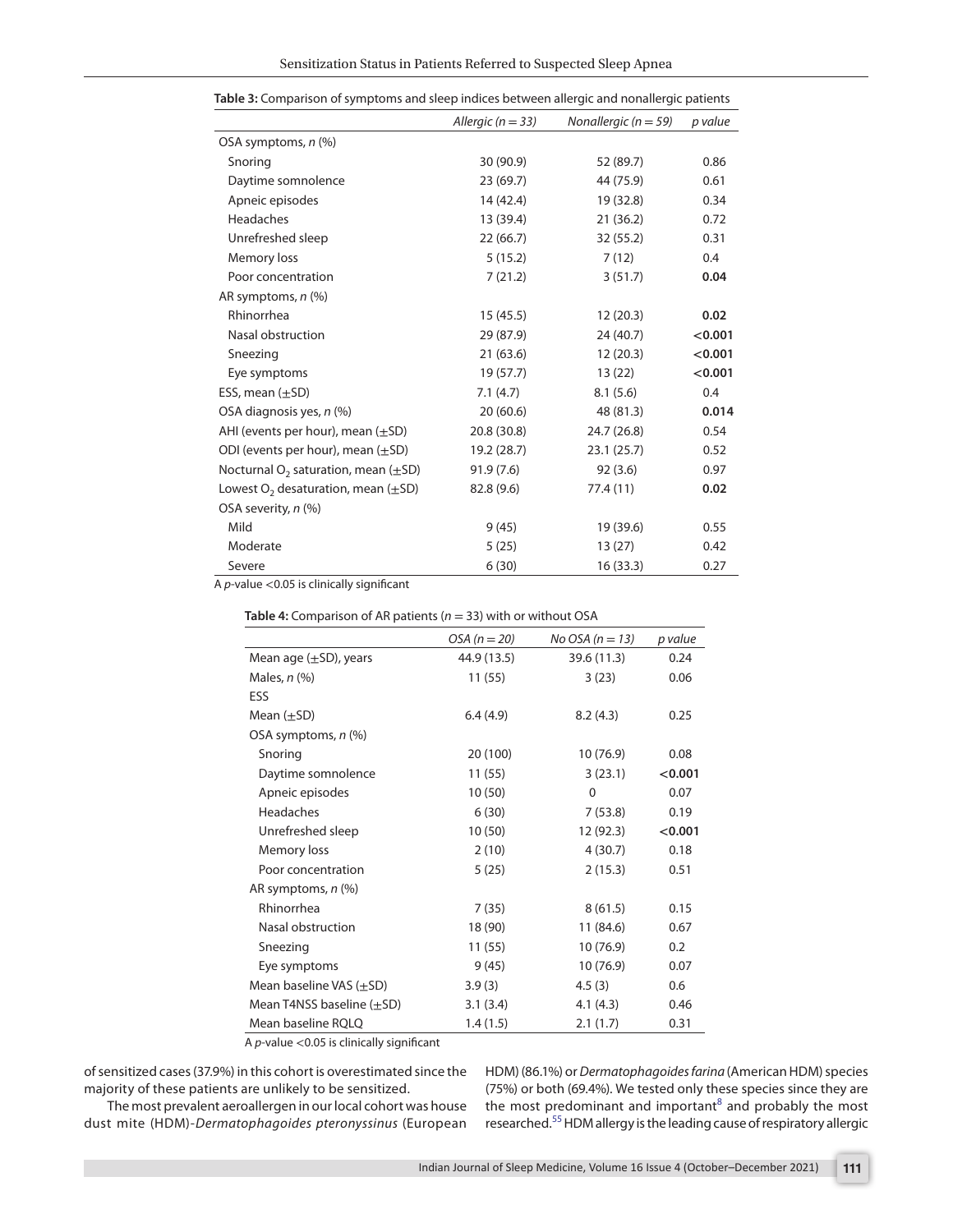**Table 3:** Comparison of symptoms and sleep indices between allergic and nonallergic patients

| | *Allergic (n = 33)* | *Nonallergic (n = 59)* | *p value* |
|---|---|---|---|
| OSA symptoms, *n* (%) | | | |
| Snoring | 30 (90.9) | 52 (89.7) | 0.86 |
| Daytime somnolence | 23 (69.7) | 44 (75.9) | 0.61 |
| Apneic episodes | 14 (42.4) | 19 (32.8) | 0.34 |
| Headaches | 13 (39.4) | 21 (36.2) | 0.72 |
| Unrefreshed sleep | 22 (66.7) | 32 (55.2) | 0.31 |
| Memory loss | 5 (15.2) | 7 (12) | 0.4 |
| Poor concentration | 7 (21.2) | 3 (51.7) | **0.04** |
| AR symptoms, *n* (%) | | | |
| Rhinorrhea | 15 (45.5) | 12 (20.3) | **0.02** |
| Nasal obstruction | 29 (87.9) | 24 (40.7) | **<0.001** |
| Sneezing | 21 (63.6) | 12 (20.3) | **<0.001** |
| Eye symptoms | 19 (57.7) | 13 (22) | **<0.001** |
| ESS, mean (±SD) | 7.1 (4.7) | 8.1 (5.6) | 0.4 |
| OSA diagnosis yes, *n* (%) | 20 (60.6) | 48 (81.3) | **0.014** |
| AHI (events per hour), mean (±SD) | 20.8 (30.8) | 24.7 (26.8) | 0.54 |
| ODI (events per hour), mean (±SD) | 19.2 (28.7) | 23.1 (25.7) | 0.52 |
| Nocturnal $O_2$ saturation, mean (±SD) | 91.9 (7.6) | 92 (3.6) | 0.97 |
| Lowest $O_2$ desaturation, mean (±SD) | 82.8 (9.6) | 77.4 (11) | **0.02** |
| OSA severity, *n* (%) | | | |
| Mild | 9 (45) | 19 (39.6) | 0.55 |
| Moderate | 5 (25) | 13 (27) | 0.42 |
| Severe | 6 (30) | 16 (33.3) | 0.27 |

A *p*-value <0.05 is clinically significant

**Table 4:** Comparison of AR patients (*n* = 33) with or without OSA

| | *OSA (n = 20)* | *No OSA (n = 13)* | *p value* |
|---|---|---|---|
| Mean age (±SD), years | 44.9 (13.5) | 39.6 (11.3) | 0.24 |
| Males, *n* (%) | 11 (55) | 3 (23) | 0.06 |
| ESS | | | |
| Mean (±SD) | 6.4 (4.9) | 8.2 (4.3) | 0.25 |
| OSA symptoms, *n* (%) | | | |
| Snoring | 20 (100) | 10 (76.9) | 0.08 |
| Daytime somnolence | 11 (55) | 3 (23.1) | **<0.001** |
| Apneic episodes | 10 (50) | 0 | 0.07 |
| Headaches | 6 (30) | 7 (53.8) | 0.19 |
| Unrefreshed sleep | 10 (50) | 12 (92.3) | **<0.001** |
| Memory loss | 2 (10) | 4 (30.7) | 0.18 |
| Poor concentration | 5 (25) | 2 (15.3) | 0.51 |
| AR symptoms, *n* (%) | | | |
| Rhinorrhea | 7 (35) | 8 (61.5) | 0.15 |
| Nasal obstruction | 18 (90) | 11 (84.6) | 0.67 |
| Sneezing | 11 (55) | 10 (76.9) | 0.2 |
| Eye symptoms | 9 (45) | 10 (76.9) | 0.07 |
| Mean baseline VAS (±SD) | 3.9 (3) | 4.5 (3) | 0.6 |
| Mean T4NSS baseline (±SD) | 3.1 (3.4) | 4.1 (4.3) | 0.46 |
| Mean baseline RQLQ | 1.4 (1.5) | 2.1 (1.7) | 0.31 |

A *p*-value <0.05 is clinically significant

of sensitized cases (37.9%) in this cohort is overestimated since the majority of these patients are unlikely to be sensitized.

The most prevalent aeroallergen in our local cohort was house dust mite (HDM)-*Dermatophagoides pteronyssinus* (European HDM) (86.1%) or *Dermatophagoides farina* (American HDM) species (75%) or both (69.4%). We tested only these species since they are the most predominant and important[8] and probably the most researched.[55] HDM allergy is the leading cause of respiratory allergic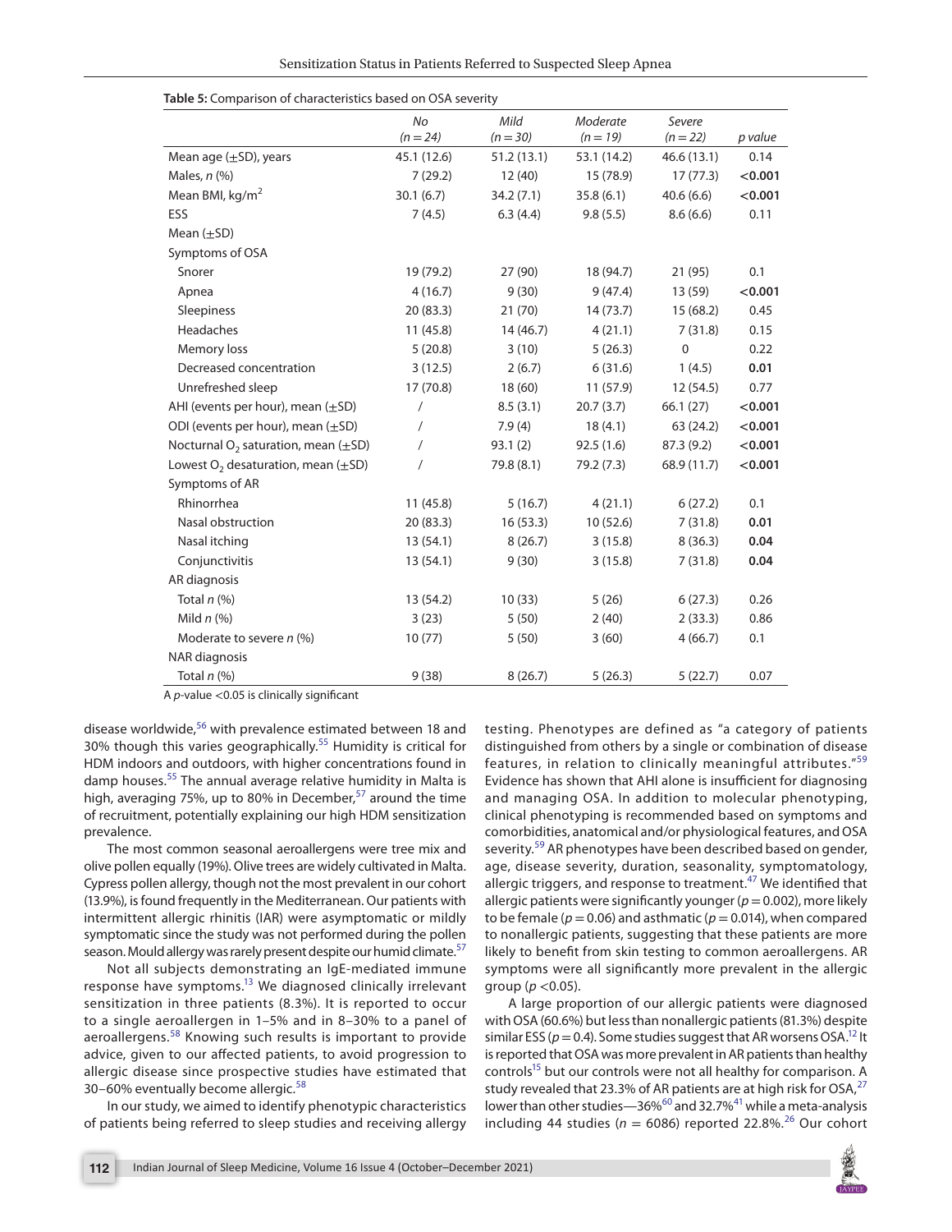**Table 5:** Comparison of characteristics based on OSA severity

| | *No* ($n = 24$) | *Mild* ($n = 30$) | *Moderate* ($n = 19$) | *Severe* ($n = 22$) | *p value* |
|---|---|---|---|---|---|
| Mean age (±SD), years | 45.1 (12.6) | 51.2 (13.1) | 53.1 (14.2) | 46.6 (13.1) | 0.14 |
| Males, *n* (%) | 7 (29.2) | 12 (40) | 15 (78.9) | 17 (77.3) | **<0.001** |
| Mean BMI, kg/m$^2$ | 30.1 (6.7) | 34.2 (7.1) | 35.8 (6.1) | 40.6 (6.6) | **<0.001** |
| ESS | 7 (4.5) | 6.3 (4.4) | 9.8 (5.5) | 8.6 (6.6) | 0.11 |
| Mean (±SD) | | | | | |
| Symptoms of OSA | | | | | |
| Snorer | 19 (79.2) | 27 (90) | 18 (94.7) | 21 (95) | 0.1 |
| Apnea | 4 (16.7) | 9 (30) | 9 (47.4) | 13 (59) | **<0.001** |
| Sleepiness | 20 (83.3) | 21 (70) | 14 (73.7) | 15 (68.2) | 0.45 |
| Headaches | 11 (45.8) | 14 (46.7) | 4 (21.1) | 7 (31.8) | 0.15 |
| Memory loss | 5 (20.8) | 3 (10) | 5 (26.3) | 0 | 0.22 |
| Decreased concentration | 3 (12.5) | 2 (6.7) | 6 (31.6) | 1 (4.5) | **0.01** |
| Unrefreshed sleep | 17 (70.8) | 18 (60) | 11 (57.9) | 12 (54.5) | 0.77 |
| AHI (events per hour), mean (±SD) | / | 8.5 (3.1) | 20.7 (3.7) | 66.1 (27) | **<0.001** |
| ODI (events per hour), mean (±SD) | / | 7.9 (4) | 18 (4.1) | 63 (24.2) | **<0.001** |
| Nocturnal $O_2$ saturation, mean (±SD) | / | 93.1 (2) | 92.5 (1.6) | 87.3 (9.2) | **<0.001** |
| Lowest $O_2$ desaturation, mean (±SD) | / | 79.8 (8.1) | 79.2 (7.3) | 68.9 (11.7) | **<0.001** |
| Symptoms of AR | | | | | |
| Rhinorrhea | 11 (45.8) | 5 (16.7) | 4 (21.1) | 6 (27.2) | 0.1 |
| Nasal obstruction | 20 (83.3) | 16 (53.3) | 10 (52.6) | 7 (31.8) | **0.01** |
| Nasal itching | 13 (54.1) | 8 (26.7) | 3 (15.8) | 8 (36.3) | **0.04** |
| Conjunctivitis | 13 (54.1) | 9 (30) | 3 (15.8) | 7 (31.8) | **0.04** |
| AR diagnosis | | | | | |
| Total *n* (%) | 13 (54.2) | 10 (33) | 5 (26) | 6 (27.3) | 0.26 |
| Mild *n* (%) | 3 (23) | 5 (50) | 2 (40) | 2 (33.3) | 0.86 |
| Moderate to severe *n* (%) | 10 (77) | 5 (50) | 3 (60) | 4 (66.7) | 0.1 |
| NAR diagnosis | | | | | |
| Total *n* (%) | 9 (38) | 8 (26.7) | 5 (26.3) | 5 (22.7) | 0.07 |

A *p*-value <0.05 is clinically significant

disease worldwide,[56] with prevalence estimated between 18 and 30% though this varies geographically.[55] Humidity is critical for HDM indoors and outdoors, with higher concentrations found in damp houses.[55] The annual average relative humidity in Malta is high, averaging 75%, up to 80% in December,[57] around the time of recruitment, potentially explaining our high HDM sensitization prevalence.

The most common seasonal aeroallergens were tree mix and olive pollen equally (19%). Olive trees are widely cultivated in Malta. Cypress pollen allergy, though not the most prevalent in our cohort (13.9%), is found frequently in the Mediterranean. Our patients with intermittent allergic rhinitis (IAR) were asymptomatic or mildly symptomatic since the study was not performed during the pollen season. Mould allergy was rarely present despite our humid climate.[57]

Not all subjects demonstrating an IgE-mediated immune response have symptoms.[13] We diagnosed clinically irrelevant sensitization in three patients (8.3%). It is reported to occur to a single aeroallergen in 1–5% and in 8–30% to a panel of aeroallergens.[58] Knowing such results is important to provide advice, given to our affected patients, to avoid progression to allergic disease since prospective studies have estimated that 30–60% eventually become allergic.[58]

In our study, we aimed to identify phenotypic characteristics of patients being referred to sleep studies and receiving allergy testing. Phenotypes are defined as "a category of patients distinguished from others by a single or combination of disease features, in relation to clinically meaningful attributes."[59] Evidence has shown that AHI alone is insufficient for diagnosing and managing OSA. In addition to molecular phenotyping, clinical phenotyping is recommended based on symptoms and comorbidities, anatomical and/or physiological features, and OSA severity.[59] AR phenotypes have been described based on gender, age, disease severity, duration, seasonality, symptomatology, allergic triggers, and response to treatment.[47] We identified that allergic patients were significantly younger ($p = 0.002$), more likely to be female ($p = 0.06$) and asthmatic ($p = 0.014$), when compared to nonallergic patients, suggesting that these patients are more likely to benefit from skin testing to common aeroallergens. AR symptoms were all significantly more prevalent in the allergic group ($p < 0.05$).

A large proportion of our allergic patients were diagnosed with OSA (60.6%) but less than nonallergic patients (81.3%) despite similar ESS ($p = 0.4$). Some studies suggest that AR worsens OSA.[12] It is reported that OSA was more prevalent in AR patients than healthy controls[15] but our controls were not all healthy for comparison. A study revealed that 23.3% of AR patients are at high risk for OSA,[27] lower than other studies—36%[60] and 32.7%[41] while a meta-analysis including 44 studies ($n$ = 6086) reported 22.8%.[26] Our cohort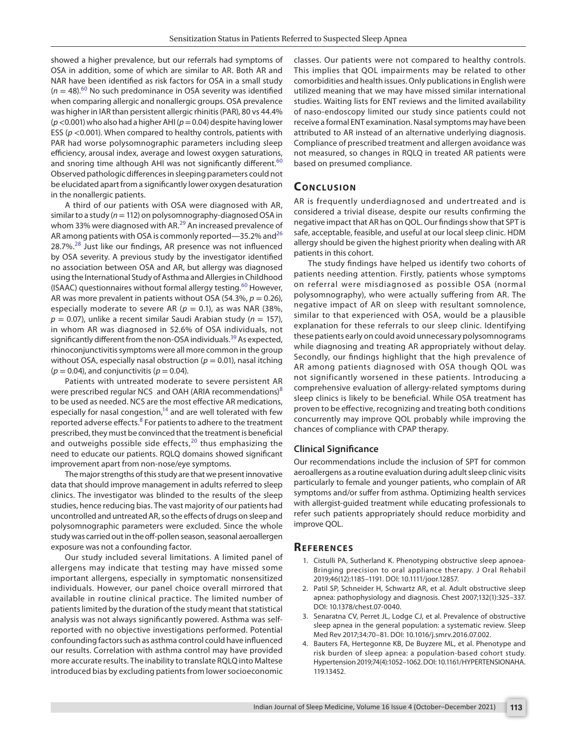showed a higher prevalence, but our referrals had symptoms of OSA in addition, some of which are similar to AR. Both AR and NAR have been identified as risk factors for OSA in a small study ($n = 48$).[60] No such predominance in OSA severity was identified when comparing allergic and nonallergic groups. OSA prevalence was higher in IAR than persistent allergic rhinitis (PAR), 80 vs 44.4% ($p < 0.001$) who also had a higher AHI ($p = 0.04$) despite having lower ESS ($p < 0.001$). When compared to healthy controls, patients with PAR had worse polysomnographic parameters including sleep efficiency, arousal index, average and lowest oxygen saturations, and snoring time although AHI was not significantly different.[60] Observed pathologic differences in sleeping parameters could not be elucidated apart from a significantly lower oxygen desaturation in the nonallergic patients.

A third of our patients with OSA were diagnosed with AR, similar to a study ($n = 112$) on polysomnography-diagnosed OSA in whom 33% were diagnosed with AR.[29] An increased prevalence of AR among patients with OSA is commonly reported—35.2% and[26] 28.7%.[28] Just like our findings, AR presence was not influenced by OSA severity. A previous study by the investigator identified no association between OSA and AR, but allergy was diagnosed using the International Study of Asthma and Allergies in Childhood (ISAAC) questionnaires without formal allergy testing.[60] However, AR was more prevalent in patients without OSA (54.3%, $p = 0.26$), especially moderate to severe AR ($p = 0.1$), as was NAR (38%, $p = 0.07$), unlike a recent similar Saudi Arabian study ($n = 157$), in whom AR was diagnosed in 52.6% of OSA individuals, not significantly different from the non-OSA individuals.[39] As expected, rhinoconjunctivitis symptoms were all more common in the group without OSA, especially nasal obstruction ($p = 0.01$), nasal itching ($p = 0.04$), and conjunctivitis ($p = 0.04$).

Patients with untreated moderate to severe persistent AR were prescribed regular NCS and OAH (ARIA recommendations)[8] to be used as needed. NCS are the most effective AR medications, especially for nasal congestion,[14] and are well tolerated with few reported adverse effects.[8] For patients to adhere to the treatment prescribed, they must be convinced that the treatment is beneficial and outweighs possible side effects,[20] thus emphasizing the need to educate our patients. RQLQ domains showed significant improvement apart from non-nose/eye symptoms.

The major strengths of this study are that we present innovative data that should improve management in adults referred to sleep clinics. The investigator was blinded to the results of the sleep studies, hence reducing bias. The vast majority of our patients had uncontrolled and untreated AR, so the effects of drugs on sleep and polysomnographic parameters were excluded. Since the whole study was carried out in the off-pollen season, seasonal aeroallergen exposure was not a confounding factor.

Our study included several limitations. A limited panel of allergens may indicate that testing may have missed some important allergens, especially in symptomatic nonsensitized individuals. However, our panel choice overall mirrored that available in routine clinical practice. The limited number of patients limited by the duration of the study meant that statistical analysis was not always significantly powered. Asthma was self-reported with no objective investigations performed. Potential confounding factors such as asthma control could have influenced our results. Correlation with asthma control may have provided more accurate results. The inability to translate RQLQ into Maltese introduced bias by excluding patients from lower socioeconomic classes. Our patients were not compared to healthy controls. This implies that QOL impairments may be related to other comorbidities and health issues. Only publications in English were utilized meaning that we may have missed similar international studies. Waiting lists for ENT reviews and the limited availability of naso-endoscopy limited our study since patients could not receive a formal ENT examination. Nasal symptoms may have been attributed to AR instead of an alternative underlying diagnosis. Compliance of prescribed treatment and allergen avoidance was not measured, so changes in RQLQ in treated AR patients were based on presumed compliance.

## Conclusion

AR is frequently underdiagnosed and undertreated and is considered a trivial disease, despite our results confirming the negative impact that AR has on QOL. Our findings show that SPT is safe, acceptable, feasible, and useful at our local sleep clinic. HDM allergy should be given the highest priority when dealing with AR patients in this cohort.

The study findings have helped us identify two cohorts of patients needing attention. Firstly, patients whose symptoms on referral were misdiagnosed as possible OSA (normal polysomnography), who were actually suffering from AR. The negative impact of AR on sleep with resultant somnolence, similar to that experienced with OSA, would be a plausible explanation for these referrals to our sleep clinic. Identifying these patients early on could avoid unnecessary polysomnograms while diagnosing and treating AR appropriately without delay. Secondly, our findings highlight that the high prevalence of AR among patients diagnosed with OSA though QOL was not significantly worsened in these patients. Introducing a comprehensive evaluation of allergy-related symptoms during sleep clinics is likely to be beneficial. While OSA treatment has proven to be effective, recognizing and treating both conditions concurrently may improve QOL probably while improving the chances of compliance with CPAP therapy.

### Clinical Significance

Our recommendations include the inclusion of SPT for common aeroallergens as a routine evaluation during adult sleep clinic visits particularly to female and younger patients, who complain of AR symptoms and/or suffer from asthma. Optimizing health services with allergist-guided treatment while educating professionals to refer such patients appropriately should reduce morbidity and improve QOL.

## References

1. Cistulli PA, Sutherland K. Phenotyping obstructive sleep apnoea-Bringing precision to oral appliance therapy. J Oral Rehabil 2019;46(12):1185–1191. DOI: 10.1111/joor.12857.
2. Patil SP, Schneider H, Schwartz AR, et al. Adult obstructive sleep apnea: pathophysiology and diagnosis. Chest 2007;132(1):325–337. DOI: 10.1378/chest.07-0040.
3. Senaratna CV, Perret JL, Lodge CJ, et al. Prevalence of obstructive sleep apnea in the general population: a systematic review. Sleep Med Rev 2017;34:70–81. DOI: 10.1016/j.smrv.2016.07.002.
4. Bauters FA, Hertegonne KB, De Buyzere ML, et al. Phenotype and risk burden of sleep apnea: a population-based cohort study. Hypertension 2019;74(4):1052–1062. DOI: 10.1161/HYPERTENSIONAHA.119.13452.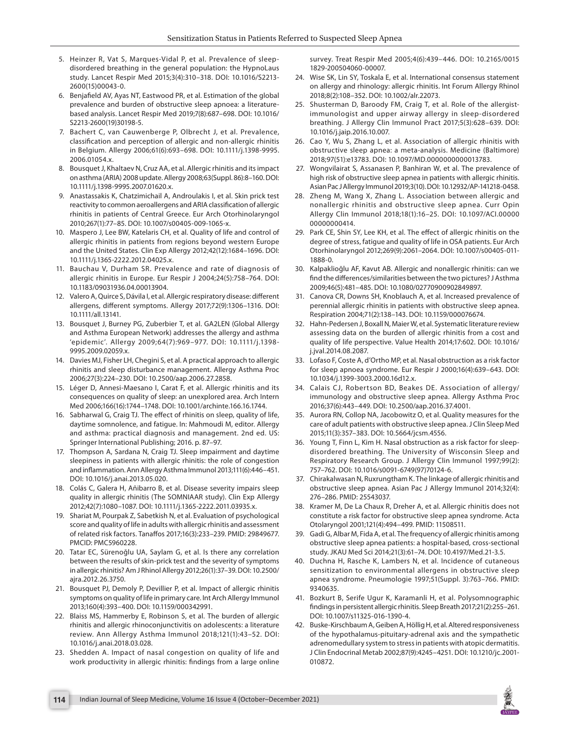5. Heinzer R, Vat S, Marques-Vidal P, et al. Prevalence of sleep-disordered breathing in the general population: the HypnoLaus study. Lancet Respir Med 2015;3(4):310–318. DOI: 10.1016/S2213-2600(15)00043-0.
6. Benjafield AV, Ayas NT, Eastwood PR, et al. Estimation of the global prevalence and burden of obstructive sleep apnoea: a literature-based analysis. Lancet Respir Med 2019;7(8):687–698. DOI: 10.1016/S2213-2600(19)30198-5.
7. Bachert C, van Cauwenberge P, Olbrecht J, et al. Prevalence, classification and perception of allergic and non-allergic rhinitis in Belgium. Allergy 2006;61(6):693–698. DOI: 10.1111/j.1398-9995.2006.01054.x.
8. Bousquet J, Khaltaev N, Cruz AA, et al. Allergic rhinitis and its impact on asthma (ARIA) 2008 update. Allergy 2008;63(Suppl. 86):8–160. DOI: 10.1111/j.1398-9995.2007.01620.x.
9. Anastassakis K, Chatzimichail A, Androulakis I, et al. Skin prick test reactivity to common aeroallergens and ARIA classification of allergic rhinitis in patients of Central Greece. Eur Arch Otorhinolaryngol 2010;267(1):77–85. DOI: 10.1007/s00405-009-1065-x.
10. Maspero J, Lee BW, Katelaris CH, et al. Quality of life and control of allergic rhinitis in patients from regions beyond western Europe and the United States. Clin Exp Allergy 2012;42(12):1684–1696. DOI: 10.1111/j.1365-2222.2012.04025.x.
11. Bauchau V, Durham SR. Prevalence and rate of diagnosis of allergic rhinitis in Europe. Eur Respir J 2004;24(5):758–764. DOI: 10.1183/09031936.04.00013904.
12. Valero A, Quirce S, Dávila I, et al. Allergic respiratory disease: different allergens, different symptoms. Allergy 2017;72(9):1306–1316. DOI: 10.1111/all.13141.
13. Bousquet J, Burney PG, Zuberbier T, et al. GA2LEN (Global Allergy and Asthma European Network) addresses the allergy and asthma 'epidemic'. Allergy 2009;64(7):969–977. DOI: 10.1111/j.1398-9995.2009.02059.x.
14. Davies MJ, Fisher LH, Chegini S, et al. A practical approach to allergic rhinitis and sleep disturbance management. Allergy Asthma Proc 2006;27(3):224–230. DOI: 10.2500/aap.2006.27.2858.
15. Léger D, Annesi-Maesano I, Carat F, et al. Allergic rhinitis and its consequences on quality of sleep: an unexplored area. Arch Intern Med 2006;166(16):1744–1748. DOI: 10.1001/archinte.166.16.1744.
16. Sabharwal G, Craig TJ. The effect of rhinitis on sleep, quality of life, daytime somnolence, and fatigue. In: Mahmoudi M, editor. Allergy and asthma: practical diagnosis and management. 2nd ed. US: Springer International Publishing; 2016. p. 87–97.
17. Thompson A, Sardana N, Craig TJ. Sleep impairment and daytime sleepiness in patients with allergic rhinitis: the role of congestion and inflammation. Ann Allergy Asthma Immunol 2013;111(6):446–451. DOI: 10.1016/j.anai.2013.05.020.
18. Colás C, Galera H, Añibarro B, et al. Disease severity impairs sleep quality in allergic rhinitis (The SOMNIAAR study). Clin Exp Allergy 2012;42(7):1080–1087. DOI: 10.1111/j.1365-2222.2011.03935.x.
19. Shariat M, Pourpak Z, Sabetkish N, et al. Evaluation of psychological score and quality of life in adults with allergic rhinitis and assessment of related risk factors. Tanaffos 2017;16(3):233–239. PMID: 29849677. PMCID: PMC5960228.
20. Tatar EC, Sürenoğlu UA, Saylam G, et al. Is there any correlation between the results of skin-prick test and the severity of symptoms in allergic rhinitis? Am J Rhinol Allergy 2012;26(1):37–39. DOI: 10.2500/ajra.2012.26.3750.
21. Bousquet PJ, Demoly P, Devillier P, et al. Impact of allergic rhinitis symptoms on quality of life in primary care. Int Arch Allergy Immunol 2013;160(4):393–400. DOI: 10.1159/000342991.
22. Blaiss MS, Hammerby E, Robinson S, et al. The burden of allergic rhinitis and allergic rhinoconjunctivitis on adolescents: a literature review. Ann Allergy Asthma Immunol 2018;121(1):43–52. DOI: 10.1016/j.anai.2018.03.028.
23. Shedden A. Impact of nasal congestion on quality of life and work productivity in allergic rhinitis: findings from a large online survey. Treat Respir Med 2005;4(6):439–446. DOI: 10.2165/00151829-200504060-00007.
24. Wise SK, Lin SY, Toskala E, et al. International consensus statement on allergy and rhinology: allergic rhinitis. Int Forum Allergy Rhinol 2018;8(2):108–352. DOI: 10.1002/alr.22073.
25. Shusterman D, Baroody FM, Craig T, et al. Role of the allergist-immunologist and upper airway allergy in sleep-disordered breathing. J Allergy Clin Immunol Pract 2017;5(3):628–639. DOI: 10.1016/j.jaip.2016.10.007.
26. Cao Y, Wu S, Zhang L, et al. Association of allergic rhinitis with obstructive sleep apnea: a meta-analysis. Medicine (Baltimore) 2018;97(51):e13783. DOI: 10.1097/MD.0000000000013783.
27. Wongvilairat S, Assanasen P, Banhiran W, et al. The prevalence of high risk of obstructive sleep apnea in patients with allergic rhinitis. Asian Pac J Allergy Immunol 2019;3(10). DOI: 10.12932/AP-141218-0458.
28. Zheng M, Wang X, Zhang L. Association between allergic and nonallergic rhinitis and obstructive sleep apnea. Curr Opin Allergy Clin Immunol 2018;18(1):16–25. DOI: 10.1097/ACI.0000000000000414.
29. Park CE, Shin SY, Lee KH, et al. The effect of allergic rhinitis on the degree of stress, fatigue and quality of life in OSA patients. Eur Arch Otorhinolaryngol 2012;269(9):2061–2064. DOI: 10.1007/s00405-011-1888-0.
30. Kalpaklioğlu AF, Kavut AB. Allergic and nonallergic rhinitis: can we find the differences/similarities between the two pictures? J Asthma 2009;46(5):481–485. DOI: 10.1080/02770900902849897.
31. Canova CR, Downs SH, Knoblauch A, et al. Increased prevalence of perennial allergic rhinitis in patients with obstructive sleep apnea. Respiration 2004;71(2):138–143. DOI: 10.1159/000076674.
32. Hahn-Pedersen J, Boxall N, Maier W, et al. Systematic literature review assessing data on the burden of allergic rhinitis from a cost and quality of life perspective. Value Health 2014;17:602. DOI: 10.1016/j.jval.2014.08.2087.
33. Lofaso F, Coste A, d'Ortho MP, et al. Nasal obstruction as a risk factor for sleep apnoea syndrome. Eur Respir J 2000;16(4):639–643. DOI: 10.1034/j.1399-3003.2000.16d12.x.
34. Calais CJ, Robertson BD, Beakes DE. Association of allergy/immunology and obstructive sleep apnea. Allergy Asthma Proc 2016;37(6):443–449. DOI: 10.2500/aap.2016.37.4001.
35. Aurora RN, Collop NA, Jacobowitz O, et al. Quality measures for the care of adult patients with obstructive sleep apnea. J Clin Sleep Med 2015;11(3):357–383. DOI: 10.5664/jcsm.4556.
36. Young T, Finn L, Kim H. Nasal obstruction as a risk factor for sleep-disordered breathing. The University of Wisconsin Sleep and Respiratory Research Group. J Allergy Clin Immunol 1997;99(2):757–762. DOI: 10.1016/s0091-6749(97)70124-6.
37. Chirakalwasan N, Ruxrungtham K. The linkage of allergic rhinitis and obstructive sleep apnea. Asian Pac J Allergy Immunol 2014;32(4):276–286. PMID: 25543037.
38. Kramer M, De La Chaux R, Dreher A, et al. Allergic rhinitis does not constitute a risk factor for obstructive sleep apnea syndrome. Acta Otolaryngol 2001;121(4):494–499. PMID: 11508511.
39. Gadi G, Albar M, Fida A, et al. The frequency of allergic rhinitis among obstructive sleep apnea patients: a hospital-based, cross-sectional study. JKAU Med Sci 2014;21(3):61–74. DOI: 10.4197/Med.21-3.5.
40. Duchna H, Rasche K, Lambers N, et al. Incidence of cutaneous sensitization to environmental allergens in obstructive sleep apnea syndrome. Pneumologie 1997;51(Suppl. 3):763–766. PMID: 9340635.
41. Bozkurt B, Serife Ugur K, Karamanli H, et al. Polysomnographic findings in persistent allergic rhinitis. Sleep Breath 2017;21(2):255–261. DOI: 10.1007/s11325-016-1390-4.
42. Buske-Kirschbaum A, Geiben A, Höllig H, et al. Altered responsiveness of the hypothalamus-pituitary-adrenal axis and the sympathetic adrenomedullary system to stress in patients with atopic dermatitis. J Clin Endocrinal Metab 2002;87(9):4245–4251. DOI: 10.1210/jc.2001-010872.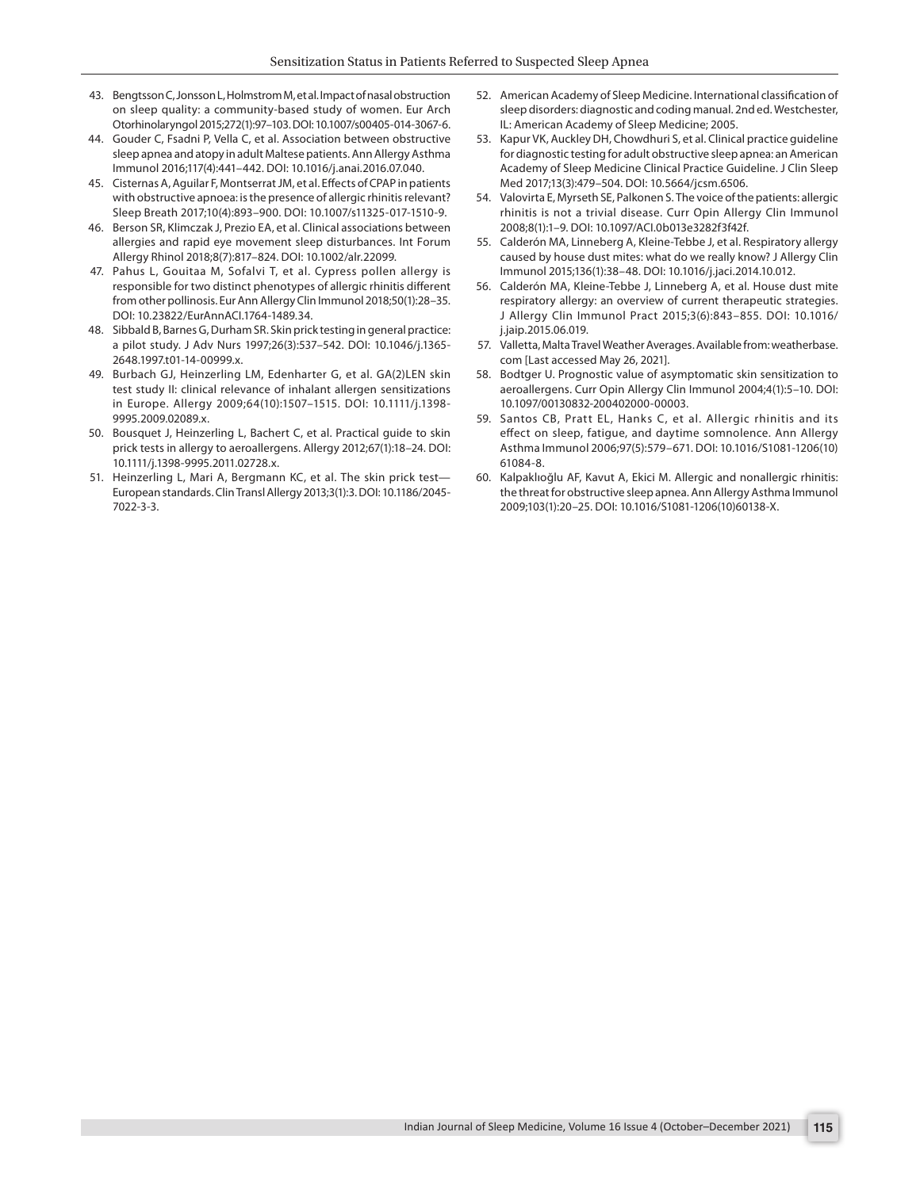43. Bengtsson C, Jonsson L, Holmstrom M, et al. Impact of nasal obstruction on sleep quality: a community-based study of women. Eur Arch Otorhinolaryngol 2015;272(1):97–103. DOI: 10.1007/s00405-014-3067-6.
44. Gouder C, Fsadni P, Vella C, et al. Association between obstructive sleep apnea and atopy in adult Maltese patients. Ann Allergy Asthma Immunol 2016;117(4):441–442. DOI: 10.1016/j.anai.2016.07.040.
45. Cisternas A, Aguilar F, Montserrat JM, et al. Effects of CPAP in patients with obstructive apnoea: is the presence of allergic rhinitis relevant? Sleep Breath 2017;10(4):893–900. DOI: 10.1007/s11325-017-1510-9.
46. Berson SR, Klimczak J, Prezio EA, et al. Clinical associations between allergies and rapid eye movement sleep disturbances. Int Forum Allergy Rhinol 2018;8(7):817–824. DOI: 10.1002/alr.22099.
47. Pahus L, Gouitaa M, Sofalvi T, et al. Cypress pollen allergy is responsible for two distinct phenotypes of allergic rhinitis different from other pollinosis. Eur Ann Allergy Clin Immunol 2018;50(1):28–35. DOI: 10.23822/EurAnnACI.1764-1489.34.
48. Sibbald B, Barnes G, Durham SR. Skin prick testing in general practice: a pilot study. J Adv Nurs 1997;26(3):537–542. DOI: 10.1046/j.1365-2648.1997.t01-14-00999.x.
49. Burbach GJ, Heinzerling LM, Edenharter G, et al. GA(2)LEN skin test study II: clinical relevance of inhalant allergen sensitizations in Europe. Allergy 2009;64(10):1507–1515. DOI: 10.1111/j.1398-9995.2009.02089.x.
50. Bousquet J, Heinzerling L, Bachert C, et al. Practical guide to skin prick tests in allergy to aeroallergens. Allergy 2012;67(1):18–24. DOI: 10.1111/j.1398-9995.2011.02728.x.
51. Heinzerling L, Mari A, Bergmann KC, et al. The skin prick test—European standards. Clin Transl Allergy 2013;3(1):3. DOI: 10.1186/2045-7022-3-3.
52. American Academy of Sleep Medicine. International classification of sleep disorders: diagnostic and coding manual. 2nd ed. Westchester, IL: American Academy of Sleep Medicine; 2005.
53. Kapur VK, Auckley DH, Chowdhuri S, et al. Clinical practice guideline for diagnostic testing for adult obstructive sleep apnea: an American Academy of Sleep Medicine Clinical Practice Guideline. J Clin Sleep Med 2017;13(3):479–504. DOI: 10.5664/jcsm.6506.
54. Valovirta E, Myrseth SE, Palkonen S. The voice of the patients: allergic rhinitis is not a trivial disease. Curr Opin Allergy Clin Immunol 2008;8(1):1–9. DOI: 10.1097/ACI.0b013e3282f3f42f.
55. Calderón MA, Linneberg A, Kleine-Tebbe J, et al. Respiratory allergy caused by house dust mites: what do we really know? J Allergy Clin Immunol 2015;136(1):38–48. DOI: 10.1016/j.jaci.2014.10.012.
56. Calderón MA, Kleine-Tebbe J, Linneberg A, et al. House dust mite respiratory allergy: an overview of current therapeutic strategies. J Allergy Clin Immunol Pract 2015;3(6):843–855. DOI: 10.1016/j.jaip.2015.06.019.
57. Valletta, Malta Travel Weather Averages. Available from: weatherbase.com [Last accessed May 26, 2021].
58. Bodtger U. Prognostic value of asymptomatic skin sensitization to aeroallergens. Curr Opin Allergy Clin Immunol 2004;4(1):5–10. DOI: 10.1097/00130832-200402000-00003.
59. Santos CB, Pratt EL, Hanks C, et al. Allergic rhinitis and its effect on sleep, fatigue, and daytime somnolence. Ann Allergy Asthma Immunol 2006;97(5):579–671. DOI: 10.1016/S1081-1206(10)61084-8.
60. Kalpaklıoğlu AF, Kavut A, Ekici M. Allergic and nonallergic rhinitis: the threat for obstructive sleep apnea. Ann Allergy Asthma Immunol 2009;103(1):20–25. DOI: 10.1016/S1081-1206(10)60138-X.